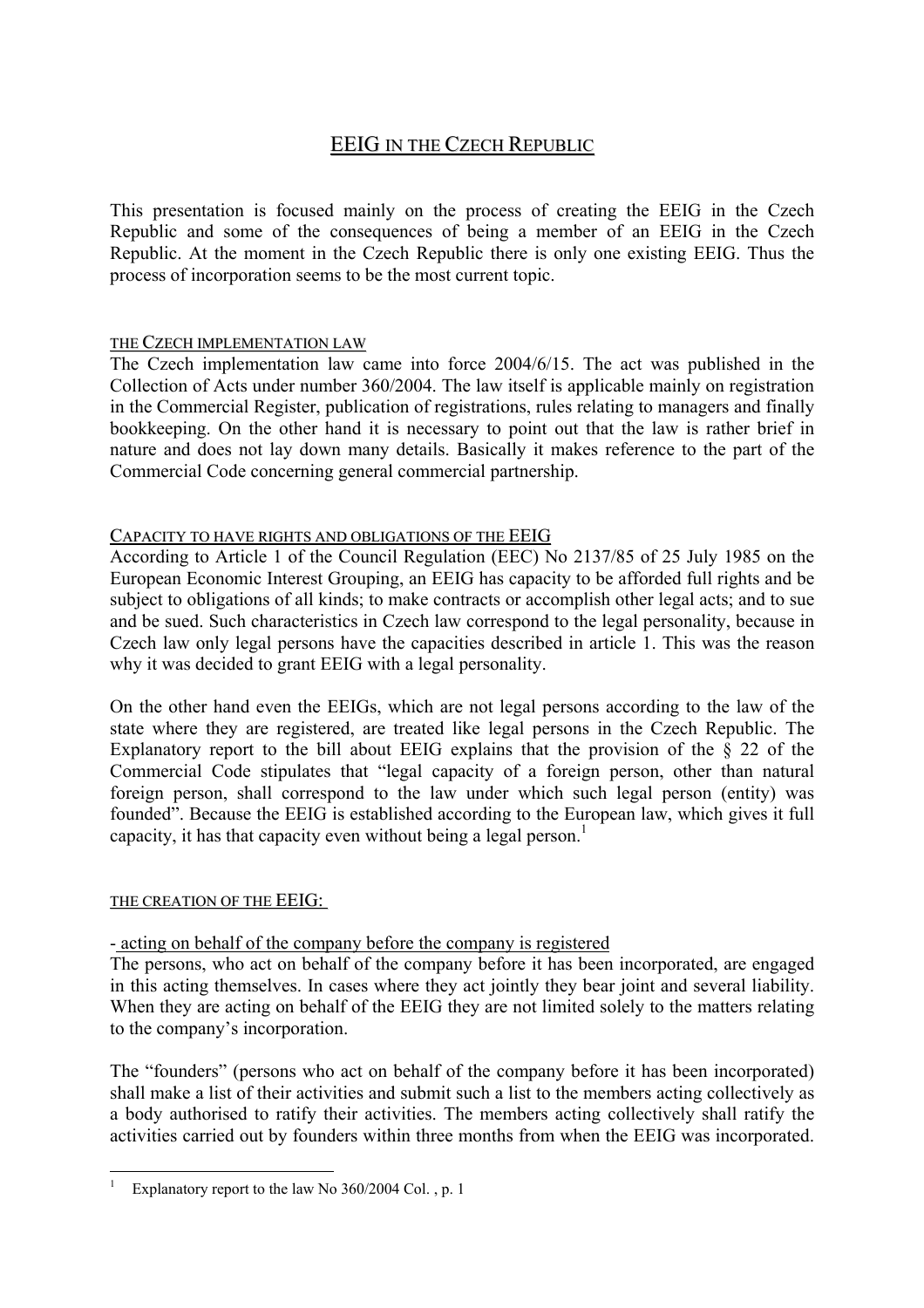# EEIG IN THE CZECH REPUBLIC

This presentation is focused mainly on the process of creating the EEIG in the Czech Republic and some of the consequences of being a member of an EEIG in the Czech Republic. At the moment in the Czech Republic there is only one existing EEIG. Thus the process of incorporation seems to be the most current topic.

## THE CZECH IMPLEMENTATION LAW

The Czech implementation law came into force 2004/6/15. The act was published in the Collection of Acts under number 360/2004. The law itself is applicable mainly on registration in the Commercial Register, publication of registrations, rules relating to managers and finally bookkeeping. On the other hand it is necessary to point out that the law is rather brief in nature and does not lay down many details. Basically it makes reference to the part of the Commercial Code concerning general commercial partnership.

## CAPACITY TO HAVE RIGHTS AND OBLIGATIONS OF THE EEIG

According to Article 1 of the Council Regulation (EEC) No 2137/85 of 25 July 1985 on the European Economic Interest Grouping, an EEIG has capacity to be afforded full rights and be subject to obligations of all kinds; to make contracts or accomplish other legal acts; and to sue and be sued. Such characteristics in Czech law correspond to the legal personality, because in Czech law only legal persons have the capacities described in article 1. This was the reason why it was decided to grant EEIG with a legal personality.

On the other hand even the EEIGs, which are not legal persons according to the law of the state where they are registered, are treated like legal persons in the Czech Republic. The Explanatory report to the bill about EEIG explains that the provision of the § 22 of the Commercial Code stipulates that "legal capacity of a foreign person, other than natural foreign person, shall correspond to the law under which such legal person (entity) was founded". Because the EEIG is established according to the European law, which gives it full capacity, it has that capacity even without being a legal person.[1]

## THE CREATION OF THE EEIG:

### - acting on behalf of the company before the company is registered

The persons, who act on behalf of the company before it has been incorporated, are engaged in this acting themselves. In cases where they act jointly they bear joint and several liability. When they are acting on behalf of the EEIG they are not limited solely to the matters relating to the company's incorporation.

The "founders" (persons who act on behalf of the company before it has been incorporated) shall make a list of their activities and submit such a list to the members acting collectively as a body authorised to ratify their activities. The members acting collectively shall ratify the activities carried out by founders within three months from when the EEIG was incorporated.

---

[1] Explanatory report to the law No 360/2004 Col. , p. 1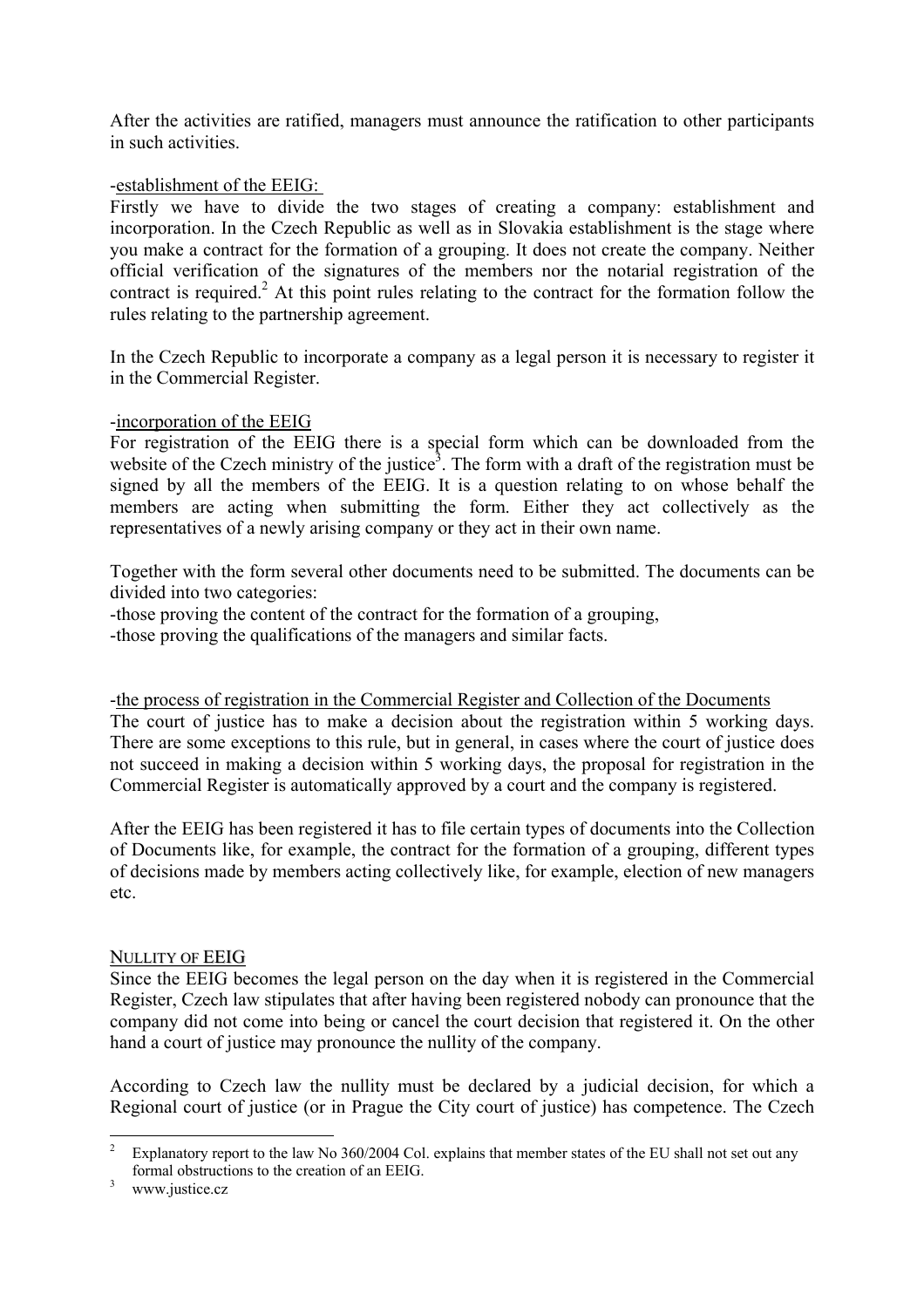After the activities are ratified, managers must announce the ratification to other participants in such activities.

-establishment of the EEIG:

Firstly we have to divide the two stages of creating a company: establishment and incorporation. In the Czech Republic as well as in Slovakia establishment is the stage where you make a contract for the formation of a grouping. It does not create the company. Neither official verification of the signatures of the members nor the notarial registration of the contract is required.[2] At this point rules relating to the contract for the formation follow the rules relating to the partnership agreement.

In the Czech Republic to incorporate a company as a legal person it is necessary to register it in the Commercial Register.

-incorporation of the EEIG

For registration of the EEIG there is a special form which can be downloaded from the website of the Czech ministry of the justice[3]. The form with a draft of the registration must be signed by all the members of the EEIG. It is a question relating to on whose behalf the members are acting when submitting the form. Either they act collectively as the representatives of a newly arising company or they act in their own name.

Together with the form several other documents need to be submitted. The documents can be divided into two categories:

-those proving the content of the contract for the formation of a grouping,

-those proving the qualifications of the managers and similar facts.

-the process of registration in the Commercial Register and Collection of the Documents

The court of justice has to make a decision about the registration within 5 working days. There are some exceptions to this rule, but in general, in cases where the court of justice does not succeed in making a decision within 5 working days, the proposal for registration in the Commercial Register is automatically approved by a court and the company is registered.

After the EEIG has been registered it has to file certain types of documents into the Collection of Documents like, for example, the contract for the formation of a grouping, different types of decisions made by members acting collectively like, for example, election of new managers etc.

## Nullity of EEIG

Since the EEIG becomes the legal person on the day when it is registered in the Commercial Register, Czech law stipulates that after having been registered nobody can pronounce that the company did not come into being or cancel the court decision that registered it. On the other hand a court of justice may pronounce the nullity of the company.

According to Czech law the nullity must be declared by a judicial decision, for which a Regional court of justice (or in Prague the City court of justice) has competence. The Czech

---

[2] Explanatory report to the law No 360/2004 Col. explains that member states of the EU shall not set out any formal obstructions to the creation of an EEIG.

[3] www.justice.cz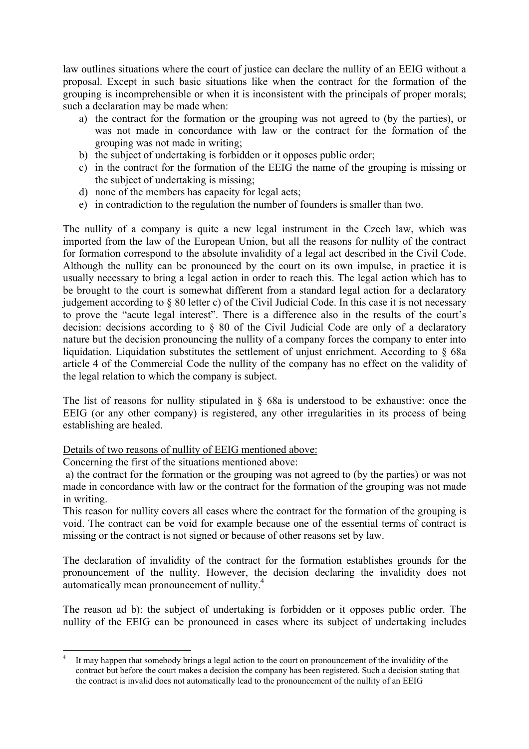law outlines situations where the court of justice can declare the nullity of an EEIG without a proposal. Except in such basic situations like when the contract for the formation of the grouping is incomprehensible or when it is inconsistent with the principals of proper morals; such a declaration may be made when:

a) the contract for the formation or the grouping was not agreed to (by the parties), or was not made in concordance with law or the contract for the formation of the grouping was not made in writing;
b) the subject of undertaking is forbidden or it opposes public order;
c) in the contract for the formation of the EEIG the name of the grouping is missing or the subject of undertaking is missing;
d) none of the members has capacity for legal acts;
e) in contradiction to the regulation the number of founders is smaller than two.

The nullity of a company is quite a new legal instrument in the Czech law, which was imported from the law of the European Union, but all the reasons for nullity of the contract for formation correspond to the absolute invalidity of a legal act described in the Civil Code. Although the nullity can be pronounced by the court on its own impulse, in practice it is usually necessary to bring a legal action in order to reach this. The legal action which has to be brought to the court is somewhat different from a standard legal action for a declaratory judgement according to § 80 letter c) of the Civil Judicial Code. In this case it is not necessary to prove the "acute legal interest". There is a difference also in the results of the court's decision: decisions according to § 80 of the Civil Judicial Code are only of a declaratory nature but the decision pronouncing the nullity of a company forces the company to enter into liquidation. Liquidation substitutes the settlement of unjust enrichment. According to § 68a article 4 of the Commercial Code the nullity of the company has no effect on the validity of the legal relation to which the company is subject.

The list of reasons for nullity stipulated in § 68a is understood to be exhaustive: once the EEIG (or any other company) is registered, any other irregularities in its process of being establishing are healed.

Details of two reasons of nullity of EEIG mentioned above:

Concerning the first of the situations mentioned above:

a) the contract for the formation or the grouping was not agreed to (by the parties) or was not made in concordance with law or the contract for the formation of the grouping was not made in writing.

This reason for nullity covers all cases where the contract for the formation of the grouping is void. The contract can be void for example because one of the essential terms of contract is missing or the contract is not signed or because of other reasons set by law.

The declaration of invalidity of the contract for the formation establishes grounds for the pronouncement of the nullity. However, the decision declaring the invalidity does not automatically mean pronouncement of nullity.[4]

The reason ad b): the subject of undertaking is forbidden or it opposes public order. The nullity of the EEIG can be pronounced in cases where its subject of undertaking includes

[4] It may happen that somebody brings a legal action to the court on pronouncement of the invalidity of the contract but before the court makes a decision the company has been registered. Such a decision stating that the contract is invalid does not automatically lead to the pronouncement of the nullity of an EEIG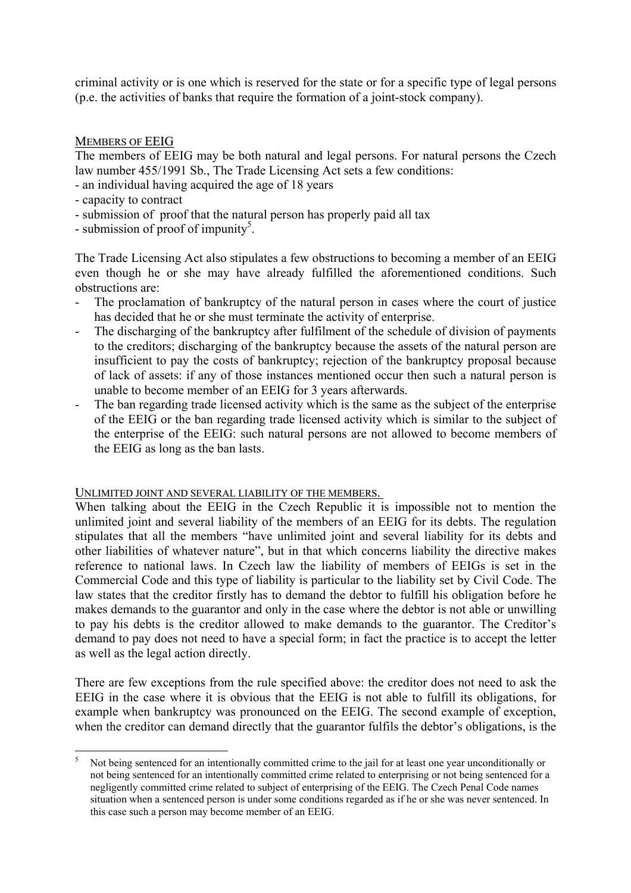criminal activity or is one which is reserved for the state or for a specific type of legal persons (p.e. the activities of banks that require the formation of a joint-stock company).

## MEMBERS OF EEIG

The members of EEIG may be both natural and legal persons. For natural persons the Czech law number 455/1991 Sb., The Trade Licensing Act sets a few conditions:

- an individual having acquired the age of 18 years
- capacity to contract
- submission of proof that the natural person has properly paid all tax
- submission of proof of impunity[5].

The Trade Licensing Act also stipulates a few obstructions to becoming a member of an EEIG even though he or she may have already fulfilled the aforementioned conditions. Such obstructions are:

- The proclamation of bankruptcy of the natural person in cases where the court of justice has decided that he or she must terminate the activity of enterprise.
- The discharging of the bankruptcy after fulfilment of the schedule of division of payments to the creditors; discharging of the bankruptcy because the assets of the natural person are insufficient to pay the costs of bankruptcy; rejection of the bankruptcy proposal because of lack of assets: if any of those instances mentioned occur then such a natural person is unable to become member of an EEIG for 3 years afterwards.
- The ban regarding trade licensed activity which is the same as the subject of the enterprise of the EEIG or the ban regarding trade licensed activity which is similar to the subject of the enterprise of the EEIG: such natural persons are not allowed to become members of the EEIG as long as the ban lasts.

## UNLIMITED JOINT AND SEVERAL LIABILITY OF THE MEMBERS.

When talking about the EEIG in the Czech Republic it is impossible not to mention the unlimited joint and several liability of the members of an EEIG for its debts. The regulation stipulates that all the members "have unlimited joint and several liability for its debts and other liabilities of whatever nature", but in that which concerns liability the directive makes reference to national laws. In Czech law the liability of members of EEIGs is set in the Commercial Code and this type of liability is particular to the liability set by Civil Code. The law states that the creditor firstly has to demand the debtor to fulfill his obligation before he makes demands to the guarantor and only in the case where the debtor is not able or unwilling to pay his debts is the creditor allowed to make demands to the guarantor. The Creditor's demand to pay does not need to have a special form; in fact the practice is to accept the letter as well as the legal action directly.

There are few exceptions from the rule specified above: the creditor does not need to ask the EEIG in the case where it is obvious that the EEIG is not able to fulfill its obligations, for example when bankruptcy was pronounced on the EEIG. The second example of exception, when the creditor can demand directly that the guarantor fulfils the debtor's obligations, is the

---

[5] Not being sentenced for an intentionally committed crime to the jail for at least one year unconditionally or not being sentenced for an intentionally committed crime related to enterprising or not being sentenced for a negligently committed crime related to subject of enterprising of the EEIG. The Czech Penal Code names situation when a sentenced person is under some conditions regarded as if he or she was never sentenced. In this case such a person may become member of an EEIG.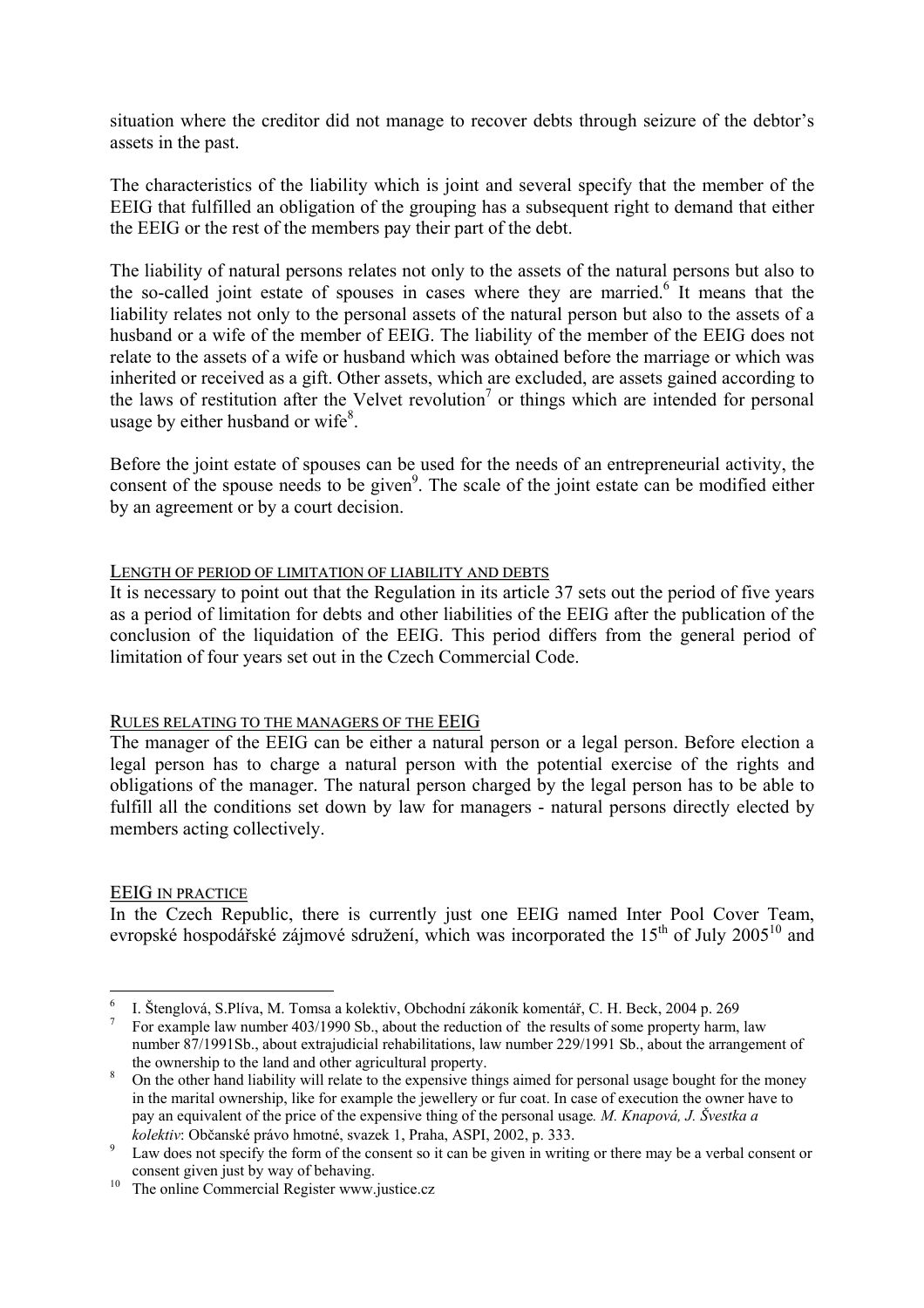situation where the creditor did not manage to recover debts through seizure of the debtor's assets in the past.

The characteristics of the liability which is joint and several specify that the member of the EEIG that fulfilled an obligation of the grouping has a subsequent right to demand that either the EEIG or the rest of the members pay their part of the debt.

The liability of natural persons relates not only to the assets of the natural persons but also to the so-called joint estate of spouses in cases where they are married.[6] It means that the liability relates not only to the personal assets of the natural person but also to the assets of a husband or a wife of the member of EEIG. The liability of the member of the EEIG does not relate to the assets of a wife or husband which was obtained before the marriage or which was inherited or received as a gift. Other assets, which are excluded, are assets gained according to the laws of restitution after the Velvet revolution[7] or things which are intended for personal usage by either husband or wife[8].

Before the joint estate of spouses can be used for the needs of an entrepreneurial activity, the consent of the spouse needs to be given[9]. The scale of the joint estate can be modified either by an agreement or by a court decision.

## LENGTH OF PERIOD OF LIMITATION OF LIABILITY AND DEBTS

It is necessary to point out that the Regulation in its article 37 sets out the period of five years as a period of limitation for debts and other liabilities of the EEIG after the publication of the conclusion of the liquidation of the EEIG. This period differs from the general period of limitation of four years set out in the Czech Commercial Code.

## RULES RELATING TO THE MANAGERS OF THE EEIG

The manager of the EEIG can be either a natural person or a legal person. Before election a legal person has to charge a natural person with the potential exercise of the rights and obligations of the manager. The natural person charged by the legal person has to be able to fulfill all the conditions set down by law for managers - natural persons directly elected by members acting collectively.

## EEIG IN PRACTICE

In the Czech Republic, there is currently just one EEIG named Inter Pool Cover Team, evropské hospodářské zájmové sdružení, which was incorporated the 15th of July 2005[10] and

---

[6] I. Štenglová, S.Plíva, M. Tomsa a kolektiv, Obchodní zákoník komentář, C. H. Beck, 2004 p. 269

[7] For example law number 403/1990 Sb., about the reduction of the results of some property harm, law number 87/1991Sb., about extrajudicial rehabilitations, law number 229/1991 Sb., about the arrangement of the ownership to the land and other agricultural property.

[8] On the other hand liability will relate to the expensive things aimed for personal usage bought for the money in the marital ownership, like for example the jewellery or fur coat. In case of execution the owner have to pay an equivalent of the price of the expensive thing of the personal usage. *M. Knapová, J. Švestka a kolektiv*: Občanské právo hmotné, svazek 1, Praha, ASPI, 2002, p. 333.

[9] Law does not specify the form of the consent so it can be given in writing or there may be a verbal consent or consent given just by way of behaving.

[10] The online Commercial Register www.justice.cz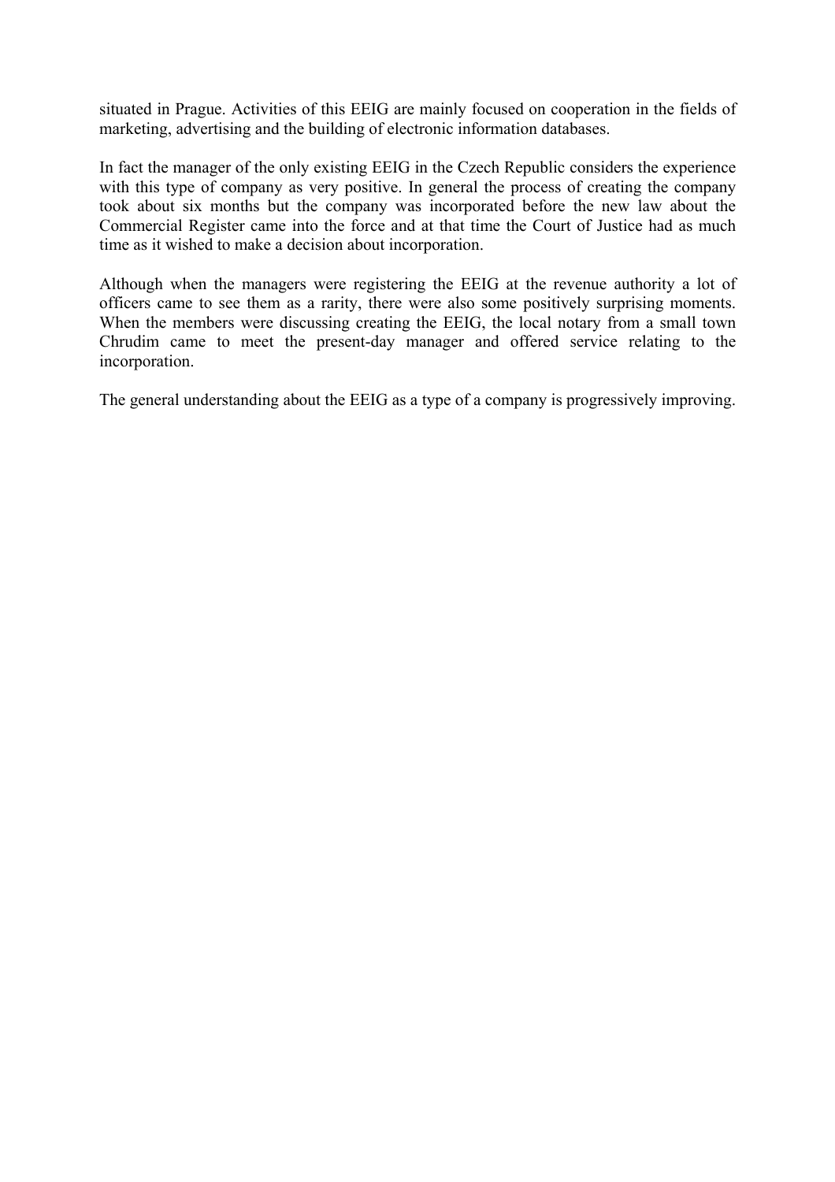situated in Prague. Activities of this EEIG are mainly focused on cooperation in the fields of marketing, advertising and the building of electronic information databases.

In fact the manager of the only existing EEIG in the Czech Republic considers the experience with this type of company as very positive. In general the process of creating the company took about six months but the company was incorporated before the new law about the Commercial Register came into the force and at that time the Court of Justice had as much time as it wished to make a decision about incorporation.

Although when the managers were registering the EEIG at the revenue authority a lot of officers came to see them as a rarity, there were also some positively surprising moments. When the members were discussing creating the EEIG, the local notary from a small town Chrudim came to meet the present-day manager and offered service relating to the incorporation.

The general understanding about the EEIG as a type of a company is progressively improving.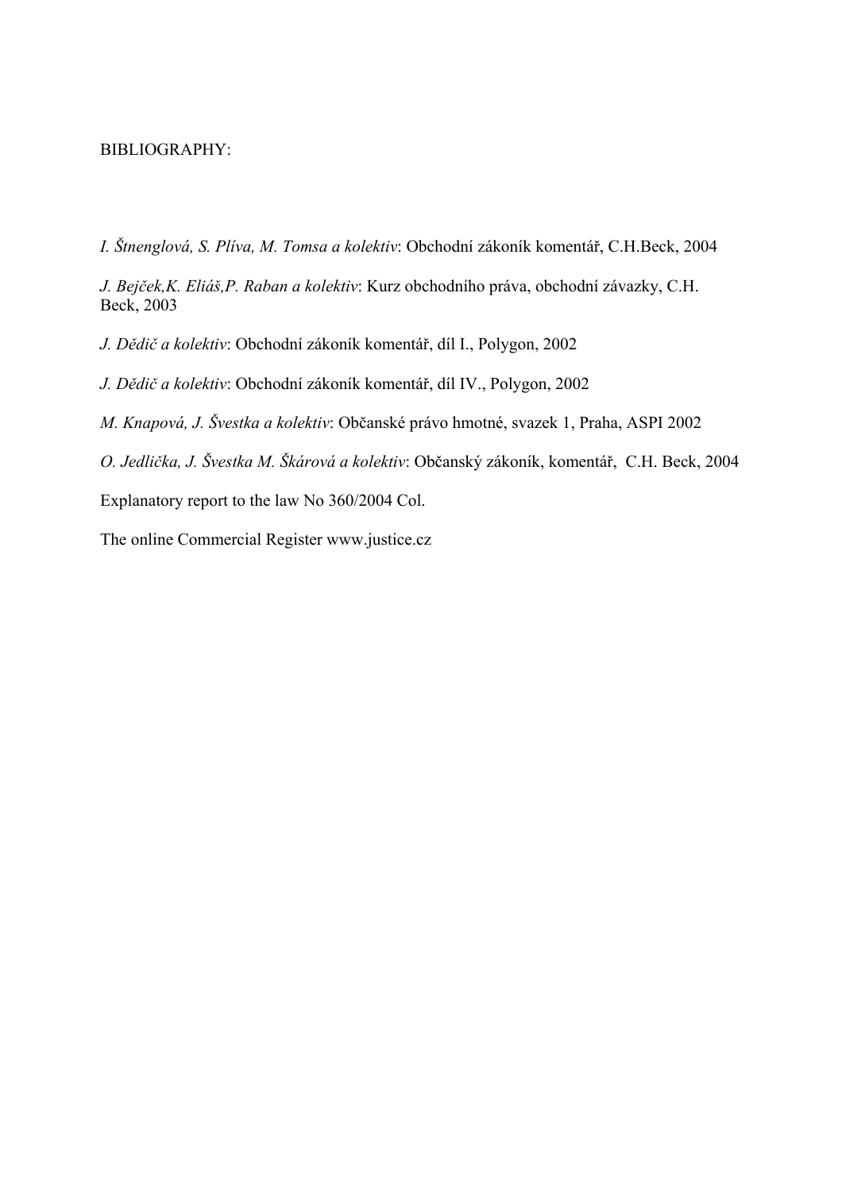BIBLIOGRAPHY:

*I. Štnenglová, S. Plíva, M. Tomsa a kolektiv*: Obchodní zákoník komentář, C.H.Beck, 2004

*J. Bejček,K. Eliáš,P. Raban a kolektiv*: Kurz obchodního práva, obchodní závazky, C.H. Beck, 2003

*J. Dědič a kolektiv*: Obchodní zákoník komentář, díl I., Polygon, 2002

*J. Dědič a kolektiv*: Obchodní zákoník komentář, díl IV., Polygon, 2002

*M. Knapová, J. Švestka a kolektiv*: Občanské právo hmotné, svazek 1, Praha, ASPI 2002

*O. Jedlička, J. Švestka M. Škárová a kolektiv*: Občanský zákoník, komentář, C.H. Beck, 2004

Explanatory report to the law No 360/2004 Col.

The online Commercial Register www.justice.cz